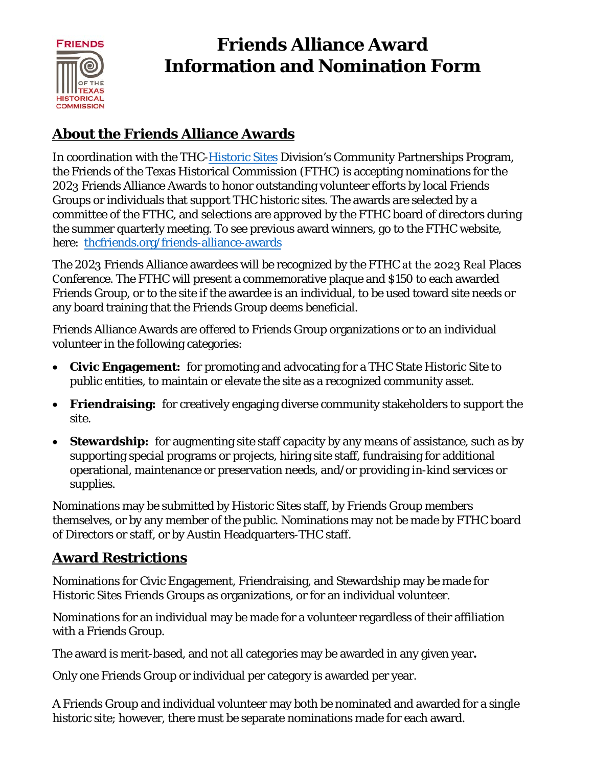# Friends Alliance Award Information and Nomination Form

## About the Friends Alliance Awards

In coordination with the THC-Historic Sites Division's Community Partnerships Program, the Friends of the Texas Historical Commission (FTHC) is accepting nominations for the 2023 Friends Alliance Awards to honor outstanding volunteer efforts by local Friends Groups or individuals that support THC historic sites. The awards are selected by a committee of the FTHC, and selections are approved by the FTHC board of directors during the summer quarterly meeting. To see previous award winners, go to the FTHC website, here: thcfriends.org/friends-alliance-awards

The 2023 Friends Alliance awardees will be recognized by the FTHC at the 2023 Real Places Conference. The FTHC will present a commemorative plaque and $150 to each awarded Friends Group, or to the site if the awardee is an individual, to be used toward site needs or any board training that the Friends Group deems beneficial.

Friends Alliance Awards are offered to Friends Group organizations or to an individual volunteer in the following categories:

- **Civic Engagement:** for promoting and advocating for a THC State Historic Site to public entities, to maintain or elevate the site as a recognized community asset.
- **Friendraising:** for creatively engaging diverse community stakeholders to support the site.
- **Stewardship:** for augmenting site staff capacity by any means of assistance, such as by supporting special programs or projects, hiring site staff, fundraising for additional operational, maintenance or preservation needs, and/or providing in-kind services or supplies.

Nominations may be submitted by Historic Sites staff, by Friends Group members themselves, or by any member of the public. Nominations may not be made by FTHC board of Directors or staff, or by Austin Headquarters-THC staff.

## Award Restrictions

Nominations for Civic Engagement, Friendraising, and Stewardship may be made for Historic Sites Friends Groups as organizations, or for an individual volunteer.

Nominations for an individual may be made for a volunteer regardless of their affiliation with a Friends Group.

The award is merit-based, and not all categories may be awarded in any given year.

Only one Friends Group or individual per category is awarded per year.

A Friends Group and individual volunteer may both be nominated and awarded for a single historic site; however, there must be separate nominations made for each award.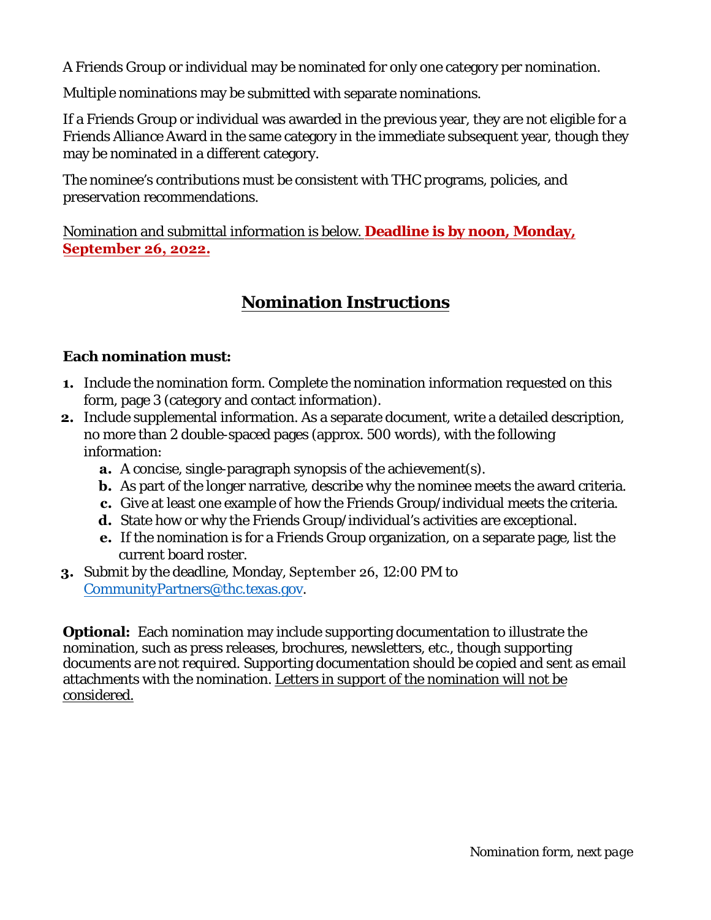A Friends Group or individual may be nominated for only one category per nomination.

Multiple nominations may be submitted with separate nominations.

If a Friends Group or individual was awarded in the previous year, they are not eligible for a Friends Alliance Award in the same category in the immediate subsequent year, though they may be nominated in a different category.

The nominee's contributions must be consistent with THC programs, policies, and preservation recommendations.

Nomination and submittal information is below. **Deadline is by noon, Monday, September 26, 2022.**

## Nomination Instructions

**Each nomination must:**

1. Include the nomination form. Complete the nomination information requested on this form, page 3 (category and contact information).
2. Include supplemental information. As a separate document, write a detailed description, no more than 2 double-spaced pages (approx. 500 words), with the following information:
   a. A concise, single-paragraph synopsis of the achievement(s).
   b. As part of the longer narrative, describe why the nominee meets the award criteria.
   c. Give at least one example of how the Friends Group/individual meets the criteria.
   d. State how or why the Friends Group/individual's activities are exceptional.
   e. If the nomination is for a Friends Group organization, on a separate page, list the current board roster.
3. Submit by the deadline, Monday, September 26, 12:00 PM to CommunityPartners@thc.texas.gov.

**Optional:** Each nomination may include supporting documentation to illustrate the nomination, such as press releases, brochures, newsletters, etc., though supporting documents *are not required*. Supporting documentation should be copied and sent as email attachments with the nomination. Letters in support of the nomination will not be considered.

*Nomination form, next page*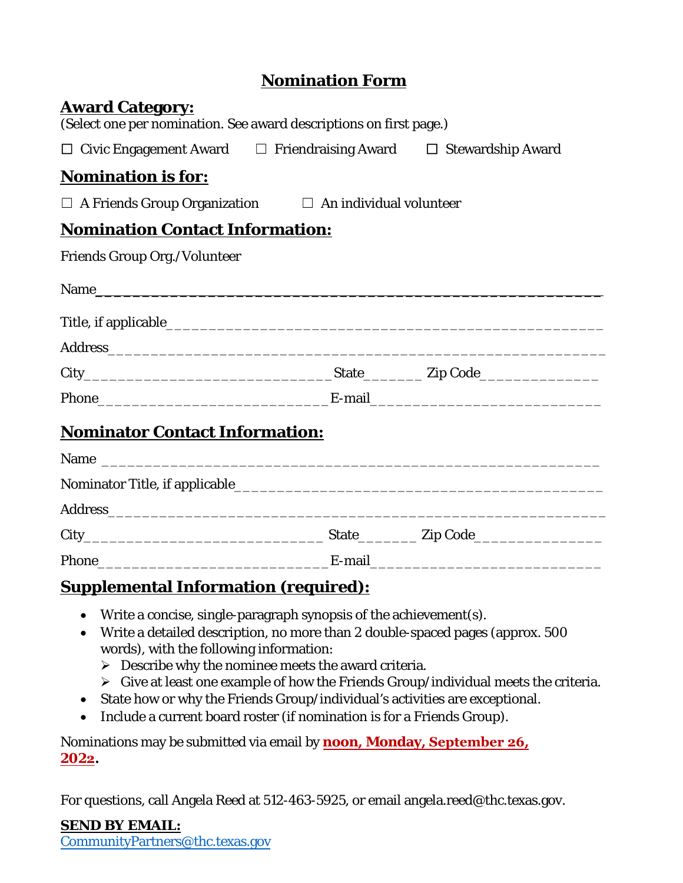# Nomination Form

## Award Category:

(Select one per nomination. See award descriptions on first page.)

☐ Civic Engagement Award ☐ Friendraising Award ☐ Stewardship Award

## Nomination is for:

☐ A Friends Group Organization ☐ An individual volunteer

## Nomination Contact Information:

Friends Group Org./Volunteer

Name________________________________________________________

Title, if applicable____________________________________________________

Address____________________________________________________________

City______________________________ State_______ Zip Code______________

Phone____________________________ E-mail____________________________

## Nominator Contact Information:

Name __________________________________________________________

Nominator Title, if applicable__________________________________________

Address____________________________________________________________

City_____________________________ State_______ Zip Code_______________

Phone____________________________ E-mail____________________________

## Supplemental Information (required):

- Write a concise, single-paragraph synopsis of the achievement(s).
- Write a detailed description, no more than 2 double-spaced pages (approx. 500 words), with the following information:
  - Describe why the nominee meets the award criteria.
  - Give at least one example of how the Friends Group/individual meets the criteria.
- State how or why the Friends Group/individual's activities are exceptional.
- Include a current board roster (if nomination is for a Friends Group).

Nominations may be submitted via email by **noon, Monday, September 26, 2022**.

For questions, call Angela Reed at 512-463-5925, or email angela.reed@thc.texas.gov.

**SEND BY EMAIL:**
CommunityPartners@thc.texas.gov